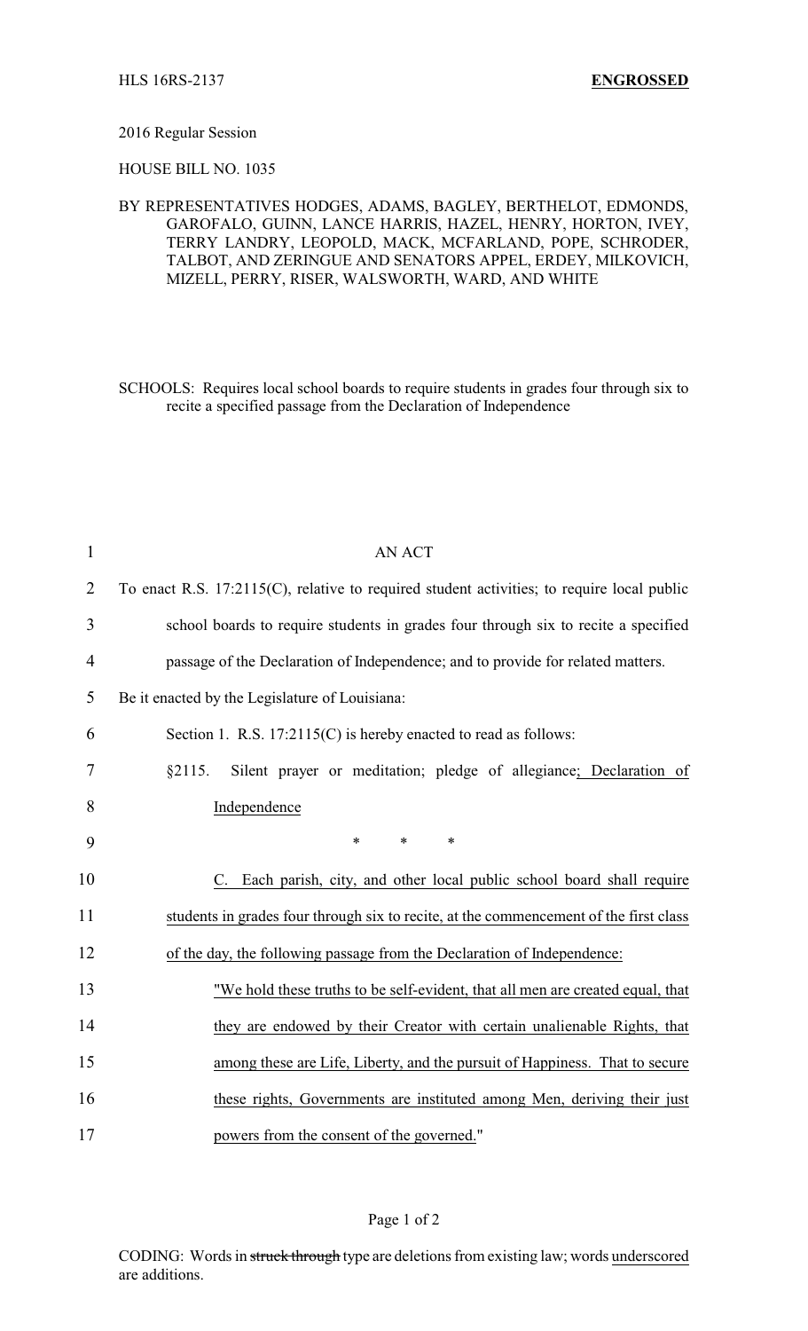HLS 16RS-2137 **ENGROSSED**

2016 Regular Session

HOUSE BILL NO. 1035

BY REPRESENTATIVES HODGES, ADAMS, BAGLEY, BERTHELOT, EDMONDS, GAROFALO, GUINN, LANCE HARRIS, HAZEL, HENRY, HORTON, IVEY, TERRY LANDRY, LEOPOLD, MACK, MCFARLAND, POPE, SCHRODER, TALBOT, AND ZERINGUE AND SENATORS APPEL, ERDEY, MILKOVICH, MIZELL, PERRY, RISER, WALSWORTH, WARD, AND WHITE

SCHOOLS: Requires local school boards to require students in grades four through six to recite a specified passage from the Declaration of Independence

AN ACT

To enact R.S. 17:2115(C), relative to required student activities; to require local public school boards to require students in grades four through six to recite a specified passage of the Declaration of Independence; and to provide for related matters.

Be it enacted by the Legislature of Louisiana:

Section 1. R.S. 17:2115(C) is hereby enacted to read as follows:

§2115. Silent prayer or meditation; pledge of allegiance; Declaration of Independence

\* \* \*

C. Each parish, city, and other local public school board shall require students in grades four through six to recite, at the commencement of the first class of the day, the following passage from the Declaration of Independence:

"We hold these truths to be self-evident, that all men are created equal, that they are endowed by their Creator with certain unalienable Rights, that among these are Life, Liberty, and the pursuit of Happiness. That to secure these rights, Governments are instituted among Men, deriving their just powers from the consent of the governed."

CODING: Words in ~~struck through~~ type are deletions from existing law; words underscored are additions.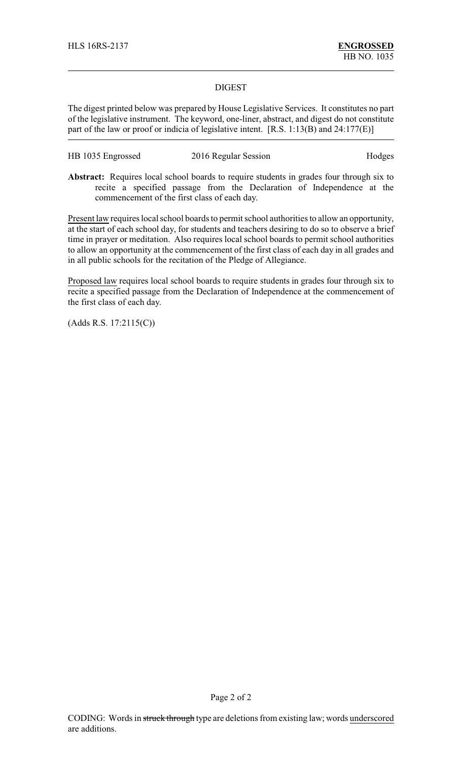HLS 16RS-2137 **ENGROSSED**
HB NO. 1035

## DIGEST

The digest printed below was prepared by House Legislative Services. It constitutes no part of the legislative instrument. The keyword, one-liner, abstract, and digest do not constitute part of the law or proof or indicia of legislative intent. [R.S. 1:13(B) and 24:177(E)]

HB 1035 Engrossed 2016 Regular Session Hodges

**Abstract:** Requires local school boards to require students in grades four through six to recite a specified passage from the Declaration of Independence at the commencement of the first class of each day.

Present law requires local school boards to permit school authorities to allow an opportunity, at the start of each school day, for students and teachers desiring to do so to observe a brief time in prayer or meditation. Also requires local school boards to permit school authorities to allow an opportunity at the commencement of the first class of each day in all grades and in all public schools for the recitation of the Pledge of Allegiance.

Proposed law requires local school boards to require students in grades four through six to recite a specified passage from the Declaration of Independence at the commencement of the first class of each day.

(Adds R.S. 17:2115(C))

CODING: Words in struck through type are deletions from existing law; words underscored are additions.